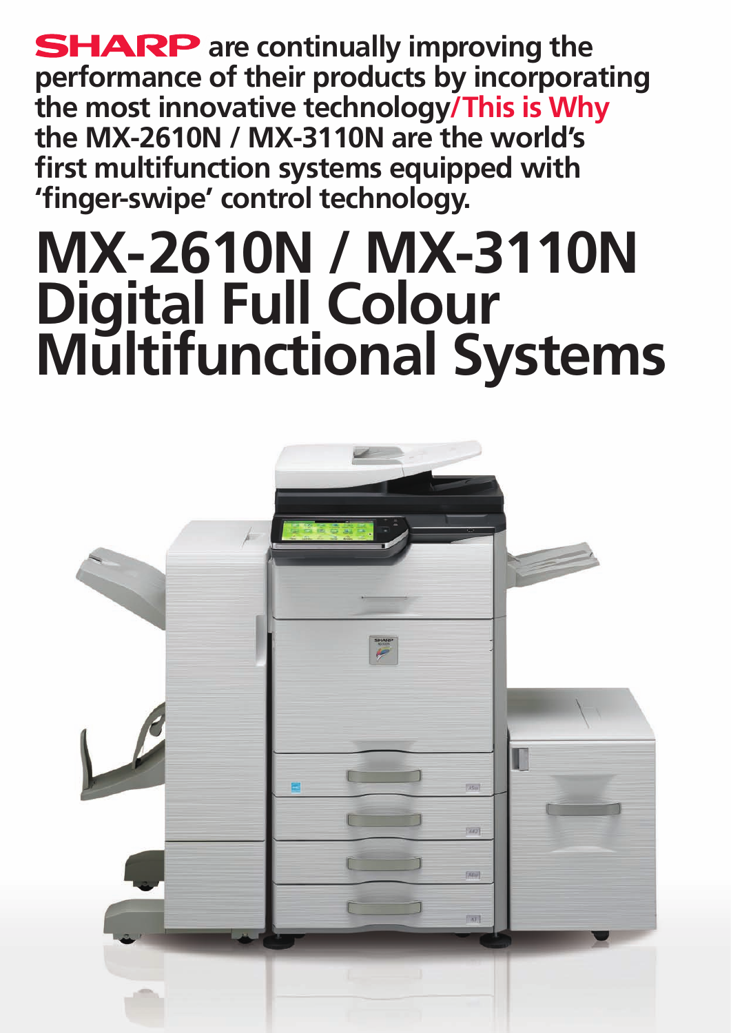**SHARP are continually improving the performance of their products by incorporating the most innovative technology/This is Why the MX-2610N / MX-3110N are the world's first multifunction systems equipped with 'finger-swipe' control technology.**

# MX-2610N / MX-3110N Digital Full Colour Multifunctional Systems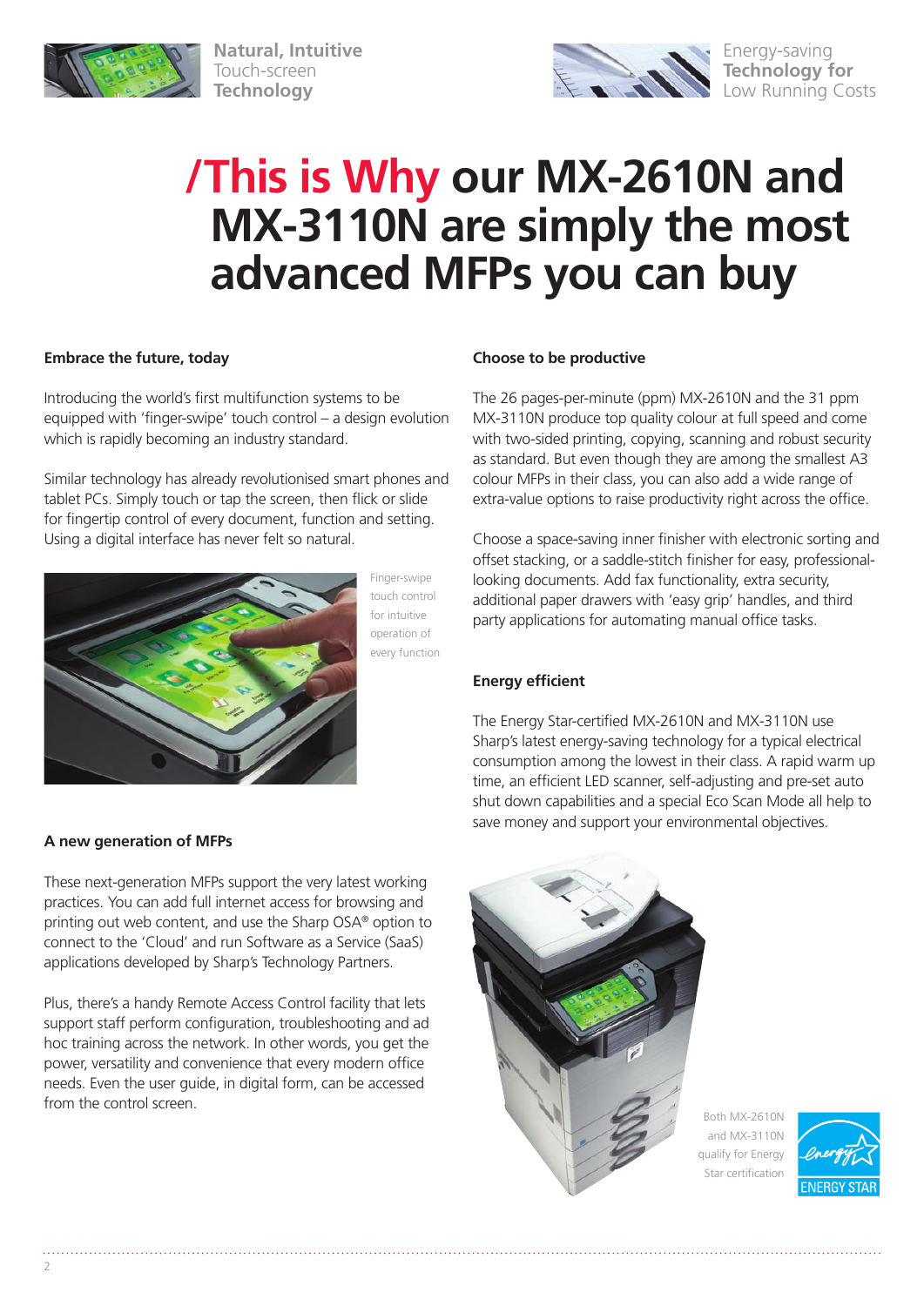**Natural, Intuitive** Touch-screen **Technology**

Energy-saving **Technology for** Low Running Costs

# /This is Why our MX-2610N and MX-3110N are simply the most advanced MFPs you can buy

### Embrace the future, today

Introducing the world's first multifunction systems to be equipped with 'finger-swipe' touch control – a design evolution which is rapidly becoming an industry standard.

Similar technology has already revolutionised smart phones and tablet PCs. Simply touch or tap the screen, then flick or slide for fingertip control of every document, function and setting. Using a digital interface has never felt so natural.

Finger-swipe touch control for intuitive operation of every function

### A new generation of MFPs

These next-generation MFPs support the very latest working practices. You can add full internet access for browsing and printing out web content, and use the Sharp OSA® option to connect to the 'Cloud' and run Software as a Service (SaaS) applications developed by Sharp's Technology Partners.

Plus, there's a handy Remote Access Control facility that lets support staff perform configuration, troubleshooting and ad hoc training across the network. In other words, you get the power, versatility and convenience that every modern office needs. Even the user guide, in digital form, can be accessed from the control screen.

### Choose to be productive

The 26 pages-per-minute (ppm) MX-2610N and the 31 ppm MX-3110N produce top quality colour at full speed and come with two-sided printing, copying, scanning and robust security as standard. But even though they are among the smallest A3 colour MFPs in their class, you can also add a wide range of extra-value options to raise productivity right across the office.

Choose a space-saving inner finisher with electronic sorting and offset stacking, or a saddle-stitch finisher for easy, professional-looking documents. Add fax functionality, extra security, additional paper drawers with 'easy grip' handles, and third party applications for automating manual office tasks.

### Energy efficient

The Energy Star-certified MX-2610N and MX-3110N use Sharp's latest energy-saving technology for a typical electrical consumption among the lowest in their class. A rapid warm up time, an efficient LED scanner, self-adjusting and pre-set auto shut down capabilities and a special Eco Scan Mode all help to save money and support your environmental objectives.

Both MX-2610N and MX-3110N qualify for Energy Star certification

ENERGY STAR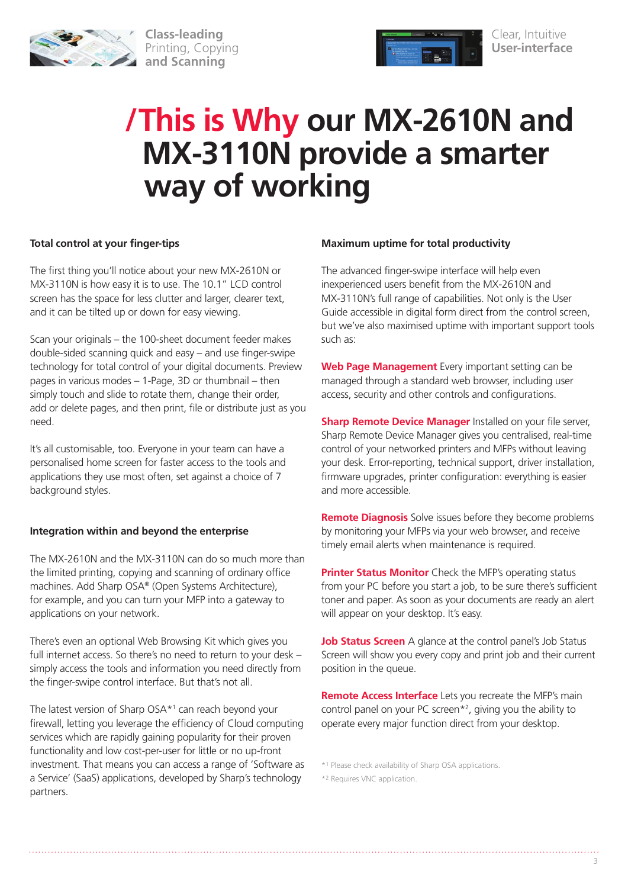Class-leading Printing, Copying and Scanning

Clear, Intuitive User-interface

# /This is Why our MX-2610N and MX-3110N provide a smarter way of working

**Total control at your finger-tips**

The first thing you'll notice about your new MX-2610N or MX-3110N is how easy it is to use. The 10.1" LCD control screen has the space for less clutter and larger, clearer text, and it can be tilted up or down for easy viewing.

Scan your originals – the 100-sheet document feeder makes double-sided scanning quick and easy – and use finger-swipe technology for total control of your digital documents. Preview pages in various modes – 1-Page, 3D or thumbnail – then simply touch and slide to rotate them, change their order, add or delete pages, and then print, file or distribute just as you need.

It's all customisable, too. Everyone in your team can have a personalised home screen for faster access to the tools and applications they use most often, set against a choice of 7 background styles.

**Integration within and beyond the enterprise**

The MX-2610N and the MX-3110N can do so much more than the limited printing, copying and scanning of ordinary office machines. Add Sharp OSA® (Open Systems Architecture), for example, and you can turn your MFP into a gateway to applications on your network.

There's even an optional Web Browsing Kit which gives you full internet access. So there's no need to return to your desk – simply access the tools and information you need directly from the finger-swipe control interface. But that's not all.

The latest version of Sharp OSA*[1] can reach beyond your firewall, letting you leverage the efficiency of Cloud computing services which are rapidly gaining popularity for their proven functionality and low cost-per-user for little or no up-front investment. That means you can access a range of 'Software as a Service' (SaaS) applications, developed by Sharp's technology partners.

**Maximum uptime for total productivity**

The advanced finger-swipe interface will help even inexperienced users benefit from the MX-2610N and MX-3110N's full range of capabilities. Not only is the User Guide accessible in digital form direct from the control screen, but we've also maximised uptime with important support tools such as:

**Web Page Management** Every important setting can be managed through a standard web browser, including user access, security and other controls and configurations.

**Sharp Remote Device Manager** Installed on your file server, Sharp Remote Device Manager gives you centralised, real-time control of your networked printers and MFPs without leaving your desk. Error-reporting, technical support, driver installation, firmware upgrades, printer configuration: everything is easier and more accessible.

**Remote Diagnosis** Solve issues before they become problems by monitoring your MFPs via your web browser, and receive timely email alerts when maintenance is required.

**Printer Status Monitor** Check the MFP's operating status from your PC before you start a job, to be sure there's sufficient toner and paper. As soon as your documents are ready an alert will appear on your desktop. It's easy.

**Job Status Screen** A glance at the control panel's Job Status Screen will show you every copy and print job and their current position in the queue.

**Remote Access Interface** Lets you recreate the MFP's main control panel on your PC screen*[2], giving you the ability to operate every major function direct from your desktop.

*[1] Please check availability of Sharp OSA applications.

*[2] Requires VNC application.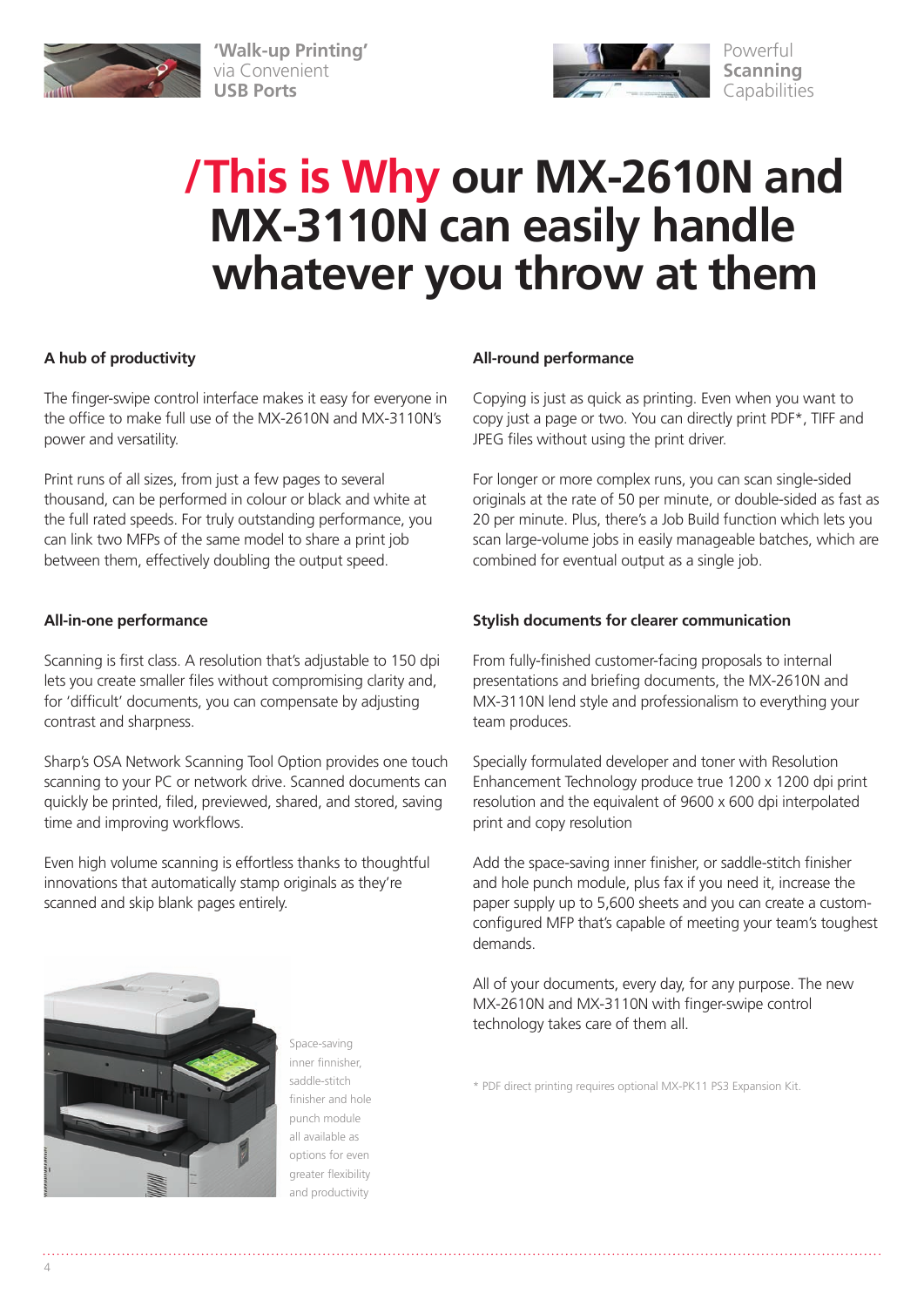**'Walk-up Printing'** via Convenient **USB Ports**

Powerful **Scanning** Capabilities

# /This is Why our MX-2610N and MX-3110N can easily handle whatever you throw at them

### A hub of productivity

The finger-swipe control interface makes it easy for everyone in the office to make full use of the MX-2610N and MX-3110N's power and versatility.

Print runs of all sizes, from just a few pages to several thousand, can be performed in colour or black and white at the full rated speeds. For truly outstanding performance, you can link two MFPs of the same model to share a print job between them, effectively doubling the output speed.

### All-in-one performance

Scanning is first class. A resolution that's adjustable to 150 dpi lets you create smaller files without compromising clarity and, for 'difficult' documents, you can compensate by adjusting contrast and sharpness.

Sharp's OSA Network Scanning Tool Option provides one touch scanning to your PC or network drive. Scanned documents can quickly be printed, filed, previewed, shared, and stored, saving time and improving workflows.

Even high volume scanning is effortless thanks to thoughtful innovations that automatically stamp originals as they're scanned and skip blank pages entirely.

Space-saving inner finisher, saddle-stitch finisher and hole punch module all available as options for even greater flexibility and productivity

### All-round performance

Copying is just as quick as printing. Even when you want to copy just a page or two. You can directly print PDF*, TIFF and JPEG files without using the print driver.

For longer or more complex runs, you can scan single-sided originals at the rate of 50 per minute, or double-sided as fast as 20 per minute. Plus, there's a Job Build function which lets you scan large-volume jobs in easily manageable batches, which are combined for eventual output as a single job.

### Stylish documents for clearer communication

From fully-finished customer-facing proposals to internal presentations and briefing documents, the MX-2610N and MX-3110N lend style and professionalism to everything your team produces.

Specially formulated developer and toner with Resolution Enhancement Technology produce true 1200 x 1200 dpi print resolution and the equivalent of 9600 x 600 dpi interpolated print and copy resolution

Add the space-saving inner finisher, or saddle-stitch finisher and hole punch module, plus fax if you need it, increase the paper supply up to 5,600 sheets and you can create a custom-configured MFP that's capable of meeting your team's toughest demands.

All of your documents, every day, for any purpose. The new MX-2610N and MX-3110N with finger-swipe control technology takes care of them all.

\* PDF direct printing requires optional MX-PK11 PS3 Expansion Kit.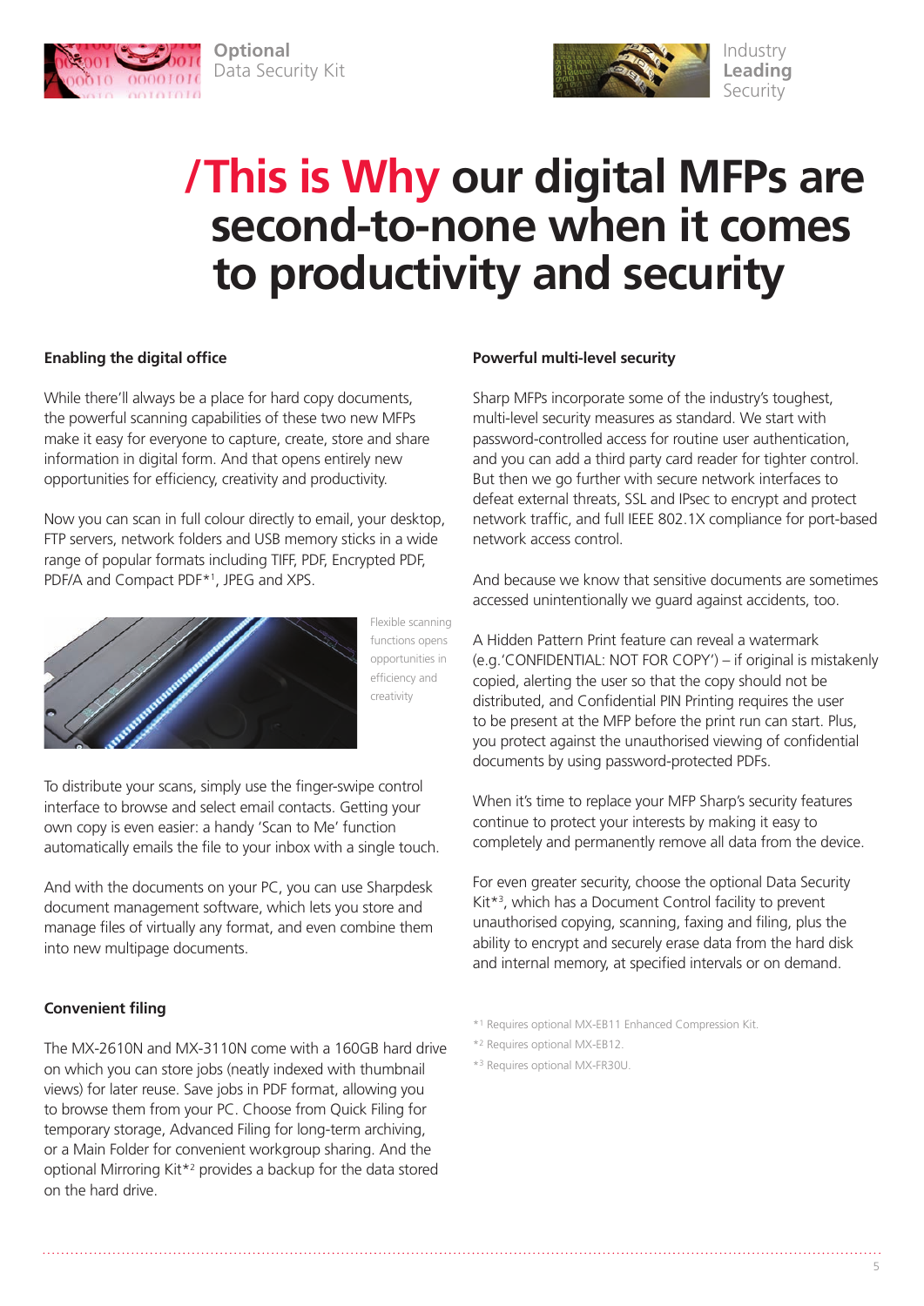Optional
Data Security Kit

Industry
**Leading**
Security

# /This is Why our digital MFPs are second-to-none when it comes to productivity and security

**Enabling the digital office**

While there'll always be a place for hard copy documents, the powerful scanning capabilities of these two new MFPs make it easy for everyone to capture, create, store and share information in digital form. And that opens entirely new opportunities for efficiency, creativity and productivity.

Now you can scan in full colour directly to email, your desktop, FTP servers, network folders and USB memory sticks in a wide range of popular formats including TIFF, PDF, Encrypted PDF, PDF/A and Compact PDF*[1], JPEG and XPS.

Flexible scanning functions opens opportunities in efficiency and creativity

To distribute your scans, simply use the finger-swipe control interface to browse and select email contacts. Getting your own copy is even easier: a handy 'Scan to Me' function automatically emails the file to your inbox with a single touch.

And with the documents on your PC, you can use Sharpdesk document management software, which lets you store and manage files of virtually any format, and even combine them into new multipage documents.

**Convenient filing**

The MX-2610N and MX-3110N come with a 160GB hard drive on which you can store jobs (neatly indexed with thumbnail views) for later reuse. Save jobs in PDF format, allowing you to browse them from your PC. Choose from Quick Filing for temporary storage, Advanced Filing for long-term archiving, or a Main Folder for convenient workgroup sharing. And the optional Mirroring Kit*[2] provides a backup for the data stored on the hard drive.

**Powerful multi-level security**

Sharp MFPs incorporate some of the industry's toughest, multi-level security measures as standard. We start with password-controlled access for routine user authentication, and you can add a third party card reader for tighter control. But then we go further with secure network interfaces to defeat external threats, SSL and IPsec to encrypt and protect network traffic, and full IEEE 802.1X compliance for port-based network access control.

And because we know that sensitive documents are sometimes accessed unintentionally we guard against accidents, too.

A Hidden Pattern Print feature can reveal a watermark (e.g.'CONFIDENTIAL: NOT FOR COPY') – if original is mistakenly copied, alerting the user so that the copy should not be distributed, and Confidential PIN Printing requires the user to be present at the MFP before the print run can start. Plus, you protect against the unauthorised viewing of confidential documents by using password-protected PDFs.

When it's time to replace your MFP Sharp's security features continue to protect your interests by making it easy to completely and permanently remove all data from the device.

For even greater security, choose the optional Data Security Kit*[3], which has a Document Control facility to prevent unauthorised copying, scanning, faxing and filing, plus the ability to encrypt and securely erase data from the hard disk and internal memory, at specified intervals or on demand.

*[1] Requires optional MX-EB11 Enhanced Compression Kit.
*[2] Requires optional MX-EB12.
*[3] Requires optional MX-FR30U.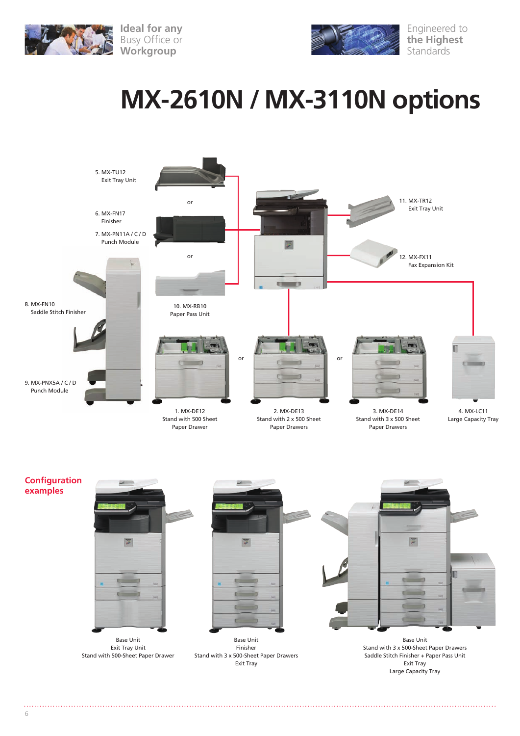Ideal for any Busy Office or Workgroup

Engineered to the Highest Standards

# MX-2610N / MX-3110N options

5. MX-TU12
   Exit Tray Unit

or

6. MX-FN17
   Finisher

7. MX-PN11A / C / D
   Punch Module

or

10. MX-RB10
    Paper Pass Unit

11. MX-TR12
    Exit Tray Unit

12. MX-FX11
    Fax Expansion Kit

8. MX-FN10
   Saddle Stitch Finisher

9. MX-PNX5A / C / D
   Punch Module

1. MX-DE12
   Stand with 500 Sheet Paper Drawer

or

2. MX-DE13
   Stand with 2 x 500 Sheet Paper Drawers

or

3. MX-DE14
   Stand with 3 x 500 Sheet Paper Drawers

4. MX-LC11
   Large Capacity Tray

## Configuration examples

Base Unit
Exit Tray Unit
Stand with 500-Sheet Paper Drawer

Base Unit
Finisher
Stand with 3 x 500-Sheet Paper Drawers
Exit Tray

Base Unit
Stand with 3 x 500-Sheet Paper Drawers
Saddle Stitch Finisher + Paper Pass Unit
Exit Tray
Large Capacity Tray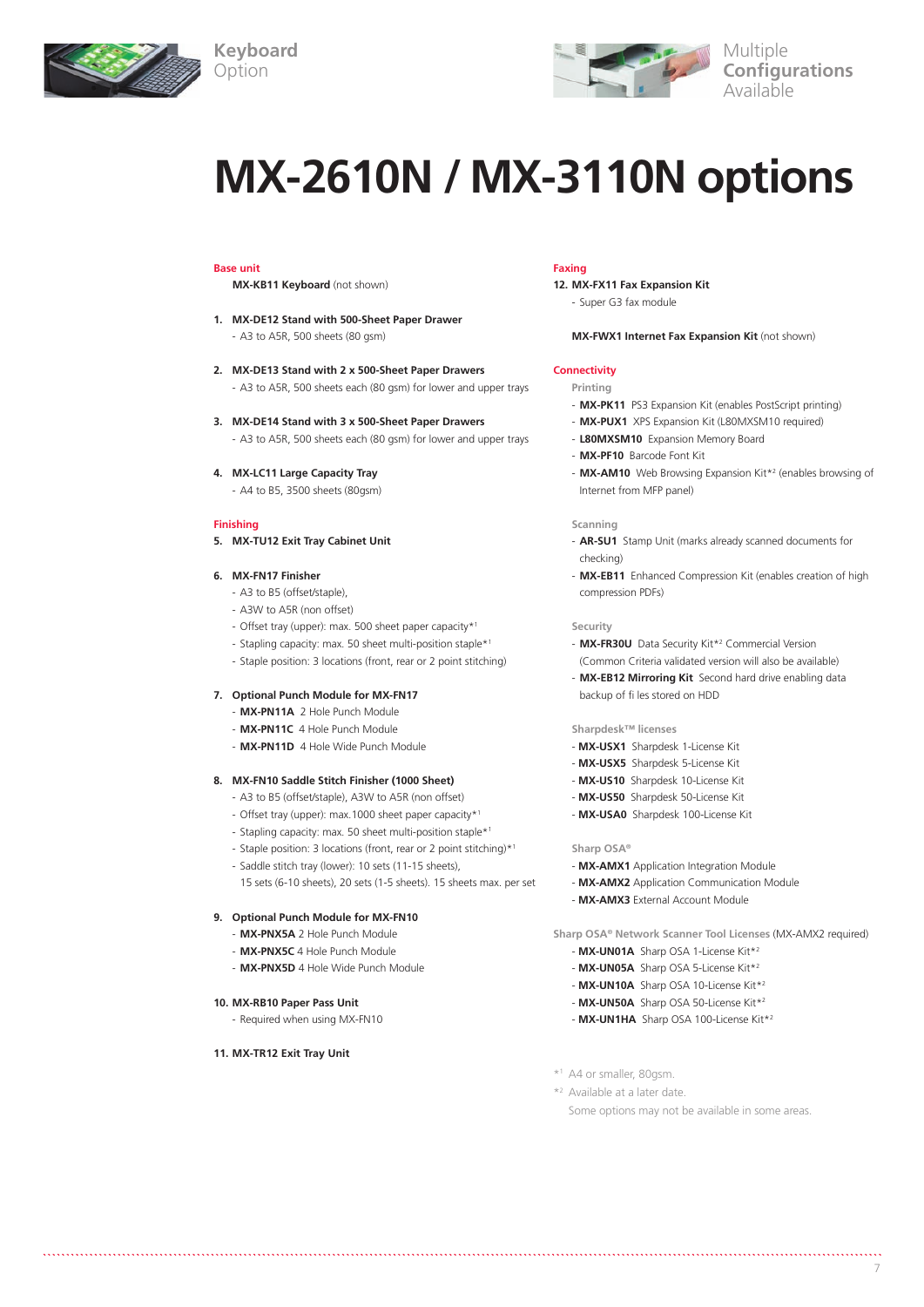Keyboard Option

Multiple **Configurations** Available

# MX-2610N / MX-3110N options

## Base unit

**MX-KB11 Keyboard** (not shown)

**1. MX-DE12 Stand with 500-Sheet Paper Drawer**
- A3 to A5R, 500 sheets (80 gsm)

**2. MX-DE13 Stand with 2 x 500-Sheet Paper Drawers**
- A3 to A5R, 500 sheets each (80 gsm) for lower and upper trays

**3. MX-DE14 Stand with 3 x 500-Sheet Paper Drawers**
- A3 to A5R, 500 sheets each (80 gsm) for lower and upper trays

**4. MX-LC11 Large Capacity Tray**
- A4 to B5, 3500 sheets (80gsm)

## Finishing

**5. MX-TU12 Exit Tray Cabinet Unit**

**6. MX-FN17 Finisher**
- A3 to B5 (offset/staple),
- A3W to A5R (non offset)
- Offset tray (upper): max. 500 sheet paper capacity*[1]
- Stapling capacity: max. 50 sheet multi-position staple*[1]
- Staple position: 3 locations (front, rear or 2 point stitching)

**7. Optional Punch Module for MX-FN17**
- **MX-PN11A** 2 Hole Punch Module
- **MX-PN11C** 4 Hole Punch Module
- **MX-PN11D** 4 Hole Wide Punch Module

**8. MX-FN10 Saddle Stitch Finisher (1000 Sheet)**
- A3 to B5 (offset/staple), A3W to A5R (non offset)
- Offset tray (upper): max.1000 sheet paper capacity*[1]
- Stapling capacity: max. 50 sheet multi-position staple*[1]
- Staple position: 3 locations (front, rear or 2 point stitching)*[1]
- Saddle stitch tray (lower): 10 sets (11-15 sheets), 15 sets (6-10 sheets), 20 sets (1-5 sheets). 15 sheets max. per set

**9. Optional Punch Module for MX-FN10**
- **MX-PNX5A** 2 Hole Punch Module
- **MX-PNX5C** 4 Hole Punch Module
- **MX-PNX5D** 4 Hole Wide Punch Module

**10. MX-RB10 Paper Pass Unit**
- Required when using MX-FN10

**11. MX-TR12 Exit Tray Unit**

## Faxing

**12. MX-FX11 Fax Expansion Kit**
- Super G3 fax module

**MX-FWX1 Internet Fax Expansion Kit** (not shown)

## Connectivity

### Printing
- **MX-PK11** PS3 Expansion Kit (enables PostScript printing)
- **MX-PUX1** XPS Expansion Kit (L80MXSM10 required)
- **L80MXSM10** Expansion Memory Board
- **MX-PF10** Barcode Font Kit
- **MX-AM10** Web Browsing Expansion Kit*[2] (enables browsing of Internet from MFP panel)

### Scanning
- **AR-SU1** Stamp Unit (marks already scanned documents for checking)
- **MX-EB11** Enhanced Compression Kit (enables creation of high compression PDFs)

### Security
- **MX-FR30U** Data Security Kit*[2] Commercial Version (Common Criteria validated version will also be available)
- **MX-EB12 Mirroring Kit** Second hard drive enabling data backup of fi les stored on HDD

### Sharpdesk™ licenses
- **MX-USX1** Sharpdesk 1-License Kit
- **MX-USX5** Sharpdesk 5-License Kit
- **MX-US10** Sharpdesk 10-License Kit
- **MX-US50** Sharpdesk 50-License Kit
- **MX-USA0** Sharpdesk 100-License Kit

### Sharp OSA®
- **MX-AMX1** Application Integration Module
- **MX-AMX2** Application Communication Module
- **MX-AMX3** External Account Module

### Sharp OSA® Network Scanner Tool Licenses (MX-AMX2 required)
- **MX-UN01A** Sharp OSA 1-License Kit*[2]
- **MX-UN05A** Sharp OSA 5-License Kit*[2]
- **MX-UN10A** Sharp OSA 10-License Kit*[2]
- **MX-UN50A** Sharp OSA 50-License Kit*[2]
- **MX-UN1HA** Sharp OSA 100-License Kit*[2]

*[1] A4 or smaller, 80gsm.
*[2] Available at a later date.
Some options may not be available in some areas.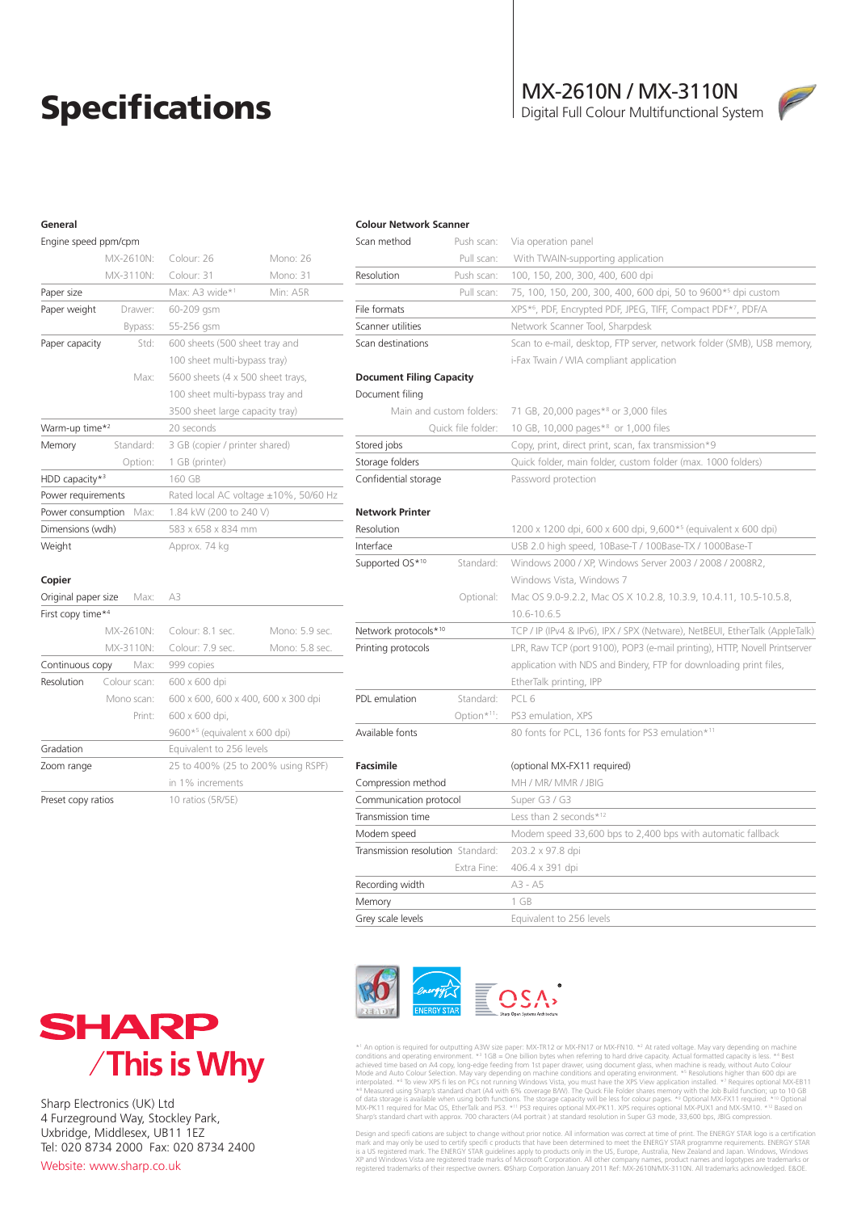# Specifications

## MX-2610N / MX-3110N
Digital Full Colour Multifunctional System

### General

| | | | |
|---|---|---|---|
| Engine speed ppm/cpm | | | |
| | MX-2610N: | Colour: 26 | Mono: 26 |
| | MX-3110N: | Colour: 31 | Mono: 31 |
| Paper size | | Max: A3 wide*[1] | Min: A5R |
| Paper weight | Drawer: | 60-209 gsm | |
| | Bypass: | 55-256 gsm | |
| Paper capacity | Std: | 600 sheets (500 sheet tray and 100 sheet multi-bypass tray) | |
| | Max: | 5600 sheets (4 x 500 sheet trays, 100 sheet multi-bypass tray and 3500 sheet large capacity tray) | |
| Warm-up time*[2] | | 20 seconds | |
| Memory | Standard: | 3 GB (copier / printer shared) | |
| | Option: | 1 GB (printer) | |
| HDD capacity*[3] | | 160 GB | |
| Power requirements | | Rated local AC voltage ±10%, 50/60 Hz | |
| Power consumption | Max: | 1.84 kW (200 to 240 V) | |
| Dimensions (wdh) | | 583 x 658 x 834 mm | |
| Weight | | Approx. 74 kg | |

### Copier

| | | | |
|---|---|---|---|
| Original paper size | Max: | A3 | |
| First copy time*[4] | | | |
| | MX-2610N: | Colour: 8.1 sec. | Mono: 5.9 sec. |
| | MX-3110N: | Colour: 7.9 sec. | Mono: 5.8 sec. |
| Continuous copy | Max: | 999 copies | |
| Resolution | Colour scan: | 600 x 600 dpi | |
| | Mono scan: | 600 x 600, 600 x 400, 600 x 300 dpi | |
| | Print: | 600 x 600 dpi, 9600*[5] (equivalent x 600 dpi) | |
| Gradation | | Equivalent to 256 levels | |
| Zoom range | | 25 to 400% (25 to 200% using RSPF) in 1% increments | |
| Preset copy ratios | | 10 ratios (5R/5E) | |

### Colour Network Scanner

| | | |
|---|---|---|
| Scan method | Push scan: | Via operation panel |
| | Pull scan: | With TWAIN-supporting application |
| Resolution | Push scan: | 100, 150, 200, 300, 400, 600 dpi |
| | Pull scan: | 75, 100, 150, 200, 300, 400, 600 dpi, 50 to 9600*[5] dpi custom |
| File formats | | XPS*[6], PDF, Encrypted PDF, JPEG, TIFF, Compact PDF*[7], PDF/A |
| Scanner utilities | | Network Scanner Tool, Sharpdesk |
| Scan destinations | | Scan to e-mail, desktop, FTP server, network folder (SMB), USB memory, i-Fax Twain / WIA compliant application |

### Document Filing Capacity

| | | |
|---|---|---|
| Document filing | | |
| | Main and custom folders: | 71 GB, 20,000 pages*[8] or 3,000 files |
| | Quick file folder: | 10 GB, 10,000 pages*[8] or 1,000 files |
| Stored jobs | | Copy, print, direct print, scan, fax transmission*9 |
| Storage folders | | Quick folder, main folder, custom folder (max. 1000 folders) |
| Confidential storage | | Password protection |

### Network Printer

| | | |
|---|---|---|
| Resolution | | 1200 x 1200 dpi, 600 x 600 dpi, 9,600*[5] (equivalent x 600 dpi) |
| Interface | | USB 2.0 high speed, 10Base-T / 100Base-TX / 1000Base-T |
| Supported OS*[10] | Standard: | Windows 2000 / XP, Windows Server 2003 / 2008 / 2008R2, Windows Vista, Windows 7 |
| | Optional: | Mac OS 9.0-9.2.2, Mac OS X 10.2.8, 10.3.9, 10.4.11, 10.5-10.5.8, 10.6-10.6.5 |
| Network protocols*[10] | | TCP / IP (IPv4 & IPv6), IPX / SPX (Netware), NetBEUI, EtherTalk (AppleTalk) |
| Printing protocols | | LPR, Raw TCP (port 9100), POP3 (e-mail printing), HTTP, Novell Printserver application with NDS and Bindery, FTP for downloading print files, EtherTalk printing, IPP |
| PDL emulation | Standard: | PCL 6 |
| | Option*[11]: | PS3 emulation, XPS |
| Available fonts | | 80 fonts for PCL, 136 fonts for PS3 emulation*[11] |

### Facsimile

| | | |
|---|---|---|
| Facsimile | | (optional MX-FX11 required) |
| Compression method | | MH / MR/ MMR / JBIG |
| Communication protocol | | Super G3 / G3 |
| Transmission time | | Less than 2 seconds*[12] |
| Modem speed | | Modem speed 33,600 bps to 2,400 bps with automatic fallback |
| Transmission resolution | Standard: | 203.2 x 97.8 dpi |
| | Extra Fine: | 406.4 x 391 dpi |
| Recording width | | A3 - A5 |
| Memory | | 1 GB |
| Grey scale levels | | Equivalent to 256 levels |

*[1] An option is required for outputting A3W size paper: MX-TR12 or MX-FN17 or MX-FN10. *[2] At rated voltage. May vary depending on machine conditions and operating environment. *[3] 1GB = One billion bytes when referring to hard drive capacity. Actual formatted capacity is less. *[4] Best achieved time based on A4 copy, long-edge feeding from 1st paper drawer, using document glass, when machine is ready, without Auto Colour Mode and Auto Colour Selection. May vary depending on machine conditions and operating environment. *[5] Resolutions higher than 600 dpi are interpolated. *[6] To view XPS files on PCs not running Windows Vista, you must have the XPS View application installed. *[7] Requires optional MX-EB11 *[8] Measured using Sharp's standard chart (A4 with 6% coverage B/W). The Quick File Folder shares memory with the Job Build function; up to 10 GB of data storage is available when using both functions. The storage capacity will be less for colour pages. *[9] Optional MX-FX11 required. *[10] Optional MX-PK11 required for Mac OS, EtherTalk and PS3. *[11] PS3 requires optional MX-PK11. XPS requires optional MX-PUX1 and MX-SM10. *[12] Based on Sharp's standard chart with approx. 700 characters (A4 portrait) at standard resolution in Super G3 mode, 33,600 bps, JBIG compression.

Design and specifications are subject to change without prior notice. All information was correct at time of print. The ENERGY STAR logo is a certification mark and may only be used to certify specific products that have been determined to meet the ENERGY STAR programme requirements. ENERGY STAR is a US registered mark. The ENERGY STAR guidelines apply to products only in the US, Europe, Australia, New Zealand and Japan. Windows, Windows XP and Windows Vista are registered trade marks of Microsoft Corporation. All other company names, product names and logotypes are trademarks or registered trademarks of their respective owners. ©Sharp Corporation January 2011 Ref: MX-2610N/MX-3110N. All trademarks acknowledged. E&OE.

SHARP
/This is Why

Sharp Electronics (UK) Ltd
4 Furzeground Way, Stockley Park,
Uxbridge, Middlesex, UB11 1EZ
Tel: 020 8734 2000 Fax: 020 8734 2400
Website: www.sharp.co.uk